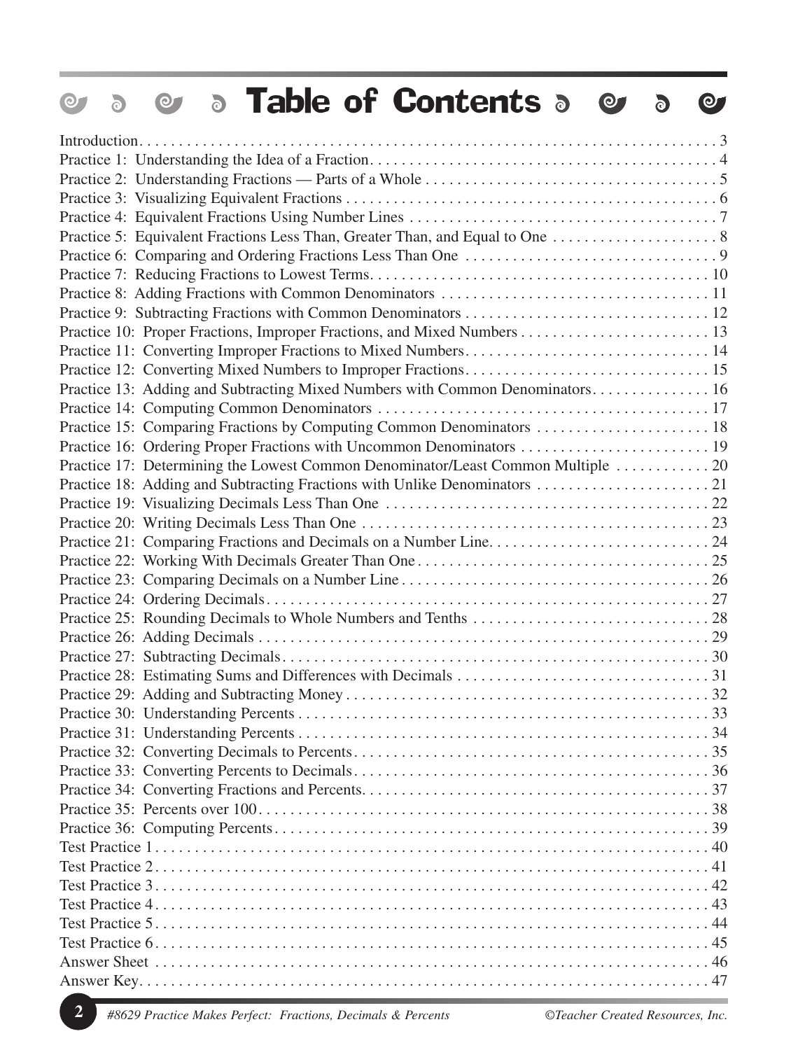# Table of Contents

| | |
|---|---|
| Introduction | 3 |
| Practice 1: Understanding the Idea of a Fraction | 4 |
| Practice 2: Understanding Fractions — Parts of a Whole | 5 |
| Practice 3: Visualizing Equivalent Fractions | 6 |
| Practice 4: Equivalent Fractions Using Number Lines | 7 |
| Practice 5: Equivalent Fractions Less Than, Greater Than, and Equal to One | 8 |
| Practice 6: Comparing and Ordering Fractions Less Than One | 9 |
| Practice 7: Reducing Fractions to Lowest Terms | 10 |
| Practice 8: Adding Fractions with Common Denominators | 11 |
| Practice 9: Subtracting Fractions with Common Denominators | 12 |
| Practice 10: Proper Fractions, Improper Fractions, and Mixed Numbers | 13 |
| Practice 11: Converting Improper Fractions to Mixed Numbers | 14 |
| Practice 12: Converting Mixed Numbers to Improper Fractions | 15 |
| Practice 13: Adding and Subtracting Mixed Numbers with Common Denominators | 16 |
| Practice 14: Computing Common Denominators | 17 |
| Practice 15: Comparing Fractions by Computing Common Denominators | 18 |
| Practice 16: Ordering Proper Fractions with Uncommon Denominators | 19 |
| Practice 17: Determining the Lowest Common Denominator/Least Common Multiple | 20 |
| Practice 18: Adding and Subtracting Fractions with Unlike Denominators | 21 |
| Practice 19: Visualizing Decimals Less Than One | 22 |
| Practice 20: Writing Decimals Less Than One | 23 |
| Practice 21: Comparing Fractions and Decimals on a Number Line | 24 |
| Practice 22: Working With Decimals Greater Than One | 25 |
| Practice 23: Comparing Decimals on a Number Line | 26 |
| Practice 24: Ordering Decimals | 27 |
| Practice 25: Rounding Decimals to Whole Numbers and Tenths | 28 |
| Practice 26: Adding Decimals | 29 |
| Practice 27: Subtracting Decimals | 30 |
| Practice 28: Estimating Sums and Differences with Decimals | 31 |
| Practice 29: Adding and Subtracting Money | 32 |
| Practice 30: Understanding Percents | 33 |
| Practice 31: Understanding Percents | 34 |
| Practice 32: Converting Decimals to Percents | 35 |
| Practice 33: Converting Percents to Decimals | 36 |
| Practice 34: Converting Fractions and Percents | 37 |
| Practice 35: Percents over 100 | 38 |
| Practice 36: Computing Percents | 39 |
| Test Practice 1 | 40 |
| Test Practice 2 | 41 |
| Test Practice 3 | 42 |
| Test Practice 4 | 43 |
| Test Practice 5 | 44 |
| Test Practice 6 | 45 |
| Answer Sheet | 46 |
| Answer Key | 47 |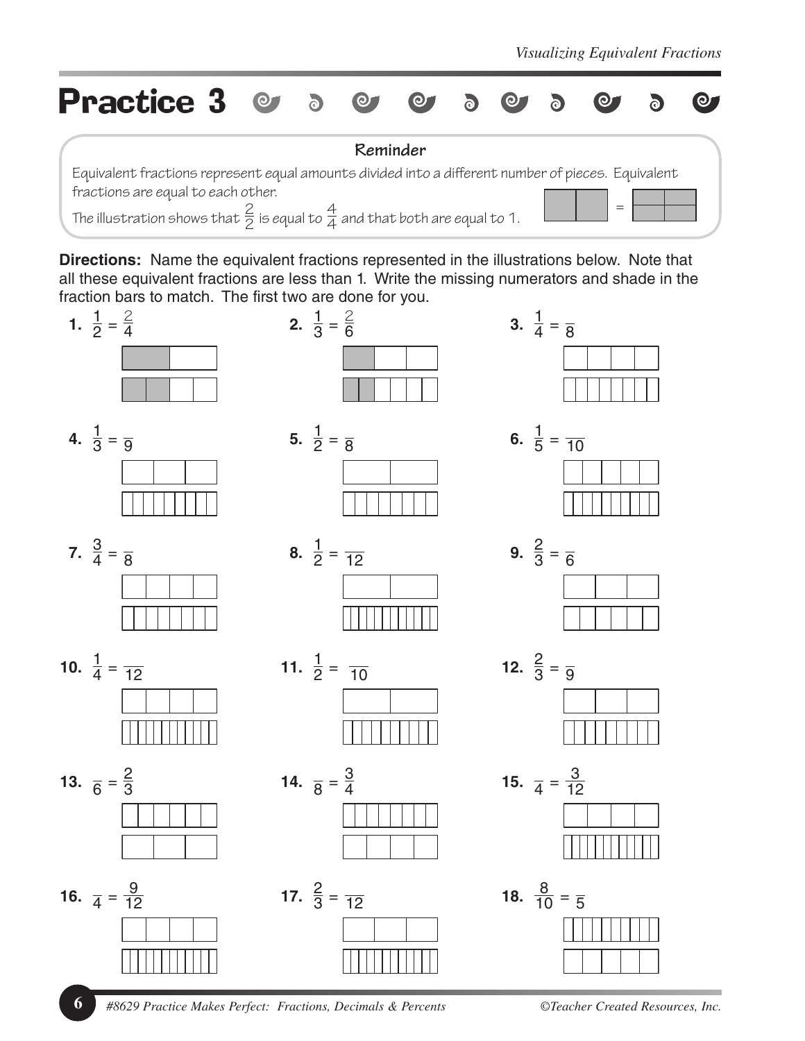# Practice 3

**Reminder**

Equivalent fractions represent equal amounts divided into a different number of pieces. Equivalent fractions are equal to each other.

The illustration shows that $\frac{2}{2}$ is equal to $\frac{4}{4}$ and that both are equal to 1.

**Directions:** Name the equivalent fractions represented in the illustrations below. Note that all these equivalent fractions are less than 1. Write the missing numerators and shade in the fraction bars to match. The first two are done for you.

1. $\frac{1}{2} = \frac{2}{4}$
2. $\frac{1}{3} = \frac{2}{6}$
3. $\frac{1}{4} = \frac{\quad}{8}$
4. $\frac{1}{3} = \frac{\quad}{9}$
5. $\frac{1}{2} = \frac{\quad}{8}$
6. $\frac{1}{5} = \frac{\quad}{10}$
7. $\frac{3}{4} = \frac{\quad}{8}$
8. $\frac{1}{2} = \frac{\quad}{12}$
9. $\frac{2}{3} = \frac{\quad}{6}$
10. $\frac{1}{4} = \frac{\quad}{12}$
11. $\frac{1}{2} = \frac{\quad}{10}$
12. $\frac{2}{3} = \frac{\quad}{9}$
13. $\frac{\quad}{6} = \frac{2}{3}$
14. $\frac{\quad}{8} = \frac{3}{4}$
15. $\frac{\quad}{4} = \frac{3}{12}$
16. $\frac{\quad}{4} = \frac{9}{12}$
17. $\frac{2}{3} = \frac{\quad}{12}$
18. $\frac{8}{10} = \frac{\quad}{5}$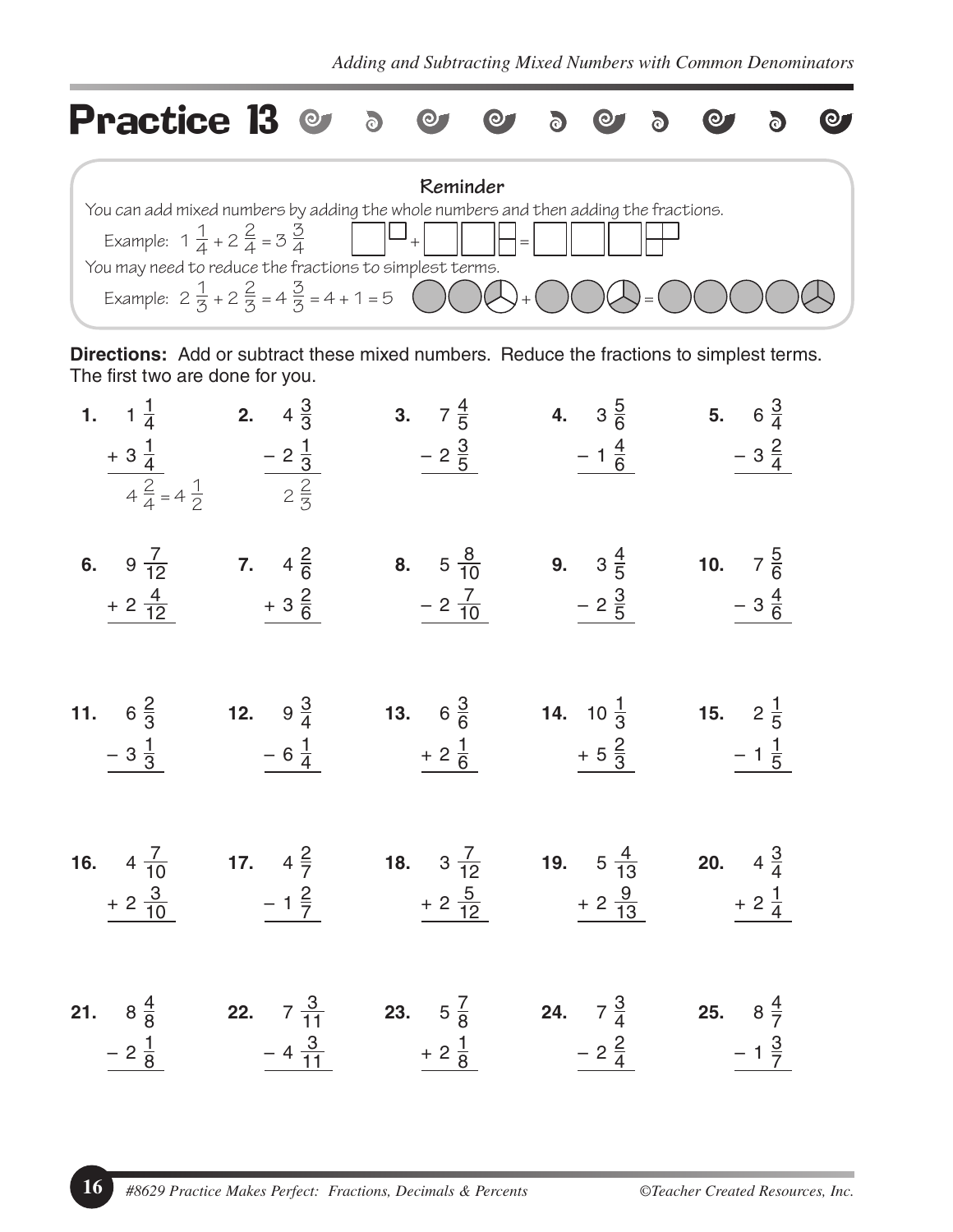# Practice 13

**Reminder**

You can add mixed numbers by adding the whole numbers and then adding the fractions.

Example: $1\frac{1}{4} + 2\frac{2}{4} = 3\frac{3}{4}$

You may need to reduce the fractions to simplest terms.

Example: $2\frac{1}{3} + 2\frac{2}{3} = 4\frac{3}{3} = 4 + 1 = 5$

**Directions:** Add or subtract these mixed numbers. Reduce the fractions to simplest terms. The first two are done for you.

1. $1\frac{1}{4} + 3\frac{1}{4}$ = $4\frac{2}{4} = 4\frac{1}{2}$
2. $4\frac{3}{3} - 2\frac{1}{3}$ = $2\frac{2}{3}$
3. $7\frac{4}{5} - 2\frac{3}{5}$
4. $3\frac{5}{6} - 1\frac{4}{6}$
5. $6\frac{3}{4} - 3\frac{2}{4}$
6. $9\frac{7}{12} + 2\frac{4}{12}$
7. $4\frac{2}{6} + 3\frac{2}{6}$
8. $5\frac{8}{10} - 2\frac{7}{10}$
9. $3\frac{4}{5} - 2\frac{3}{5}$
10. $7\frac{5}{6} - 3\frac{4}{6}$
11. $6\frac{2}{3} - 3\frac{1}{3}$
12. $9\frac{3}{4} - 6\frac{1}{4}$
13. $6\frac{3}{6} + 2\frac{1}{6}$
14. $10\frac{1}{3} + 5\frac{2}{3}$
15. $2\frac{1}{5} - 1\frac{1}{5}$
16. $4\frac{7}{10} + 2\frac{3}{10}$
17. $4\frac{2}{7} - 1\frac{2}{7}$
18. $3\frac{7}{12} + 2\frac{5}{12}$
19. $5\frac{4}{13} + 2\frac{9}{13}$
20. $4\frac{3}{4} + 2\frac{1}{4}$
21. $8\frac{4}{8} - 2\frac{1}{8}$
22. $7\frac{3}{11} - 4\frac{3}{11}$
23. $5\frac{7}{8} + 2\frac{1}{8}$
24. $7\frac{3}{4} - 2\frac{2}{4}$
25. $8\frac{4}{7} - 1\frac{3}{7}$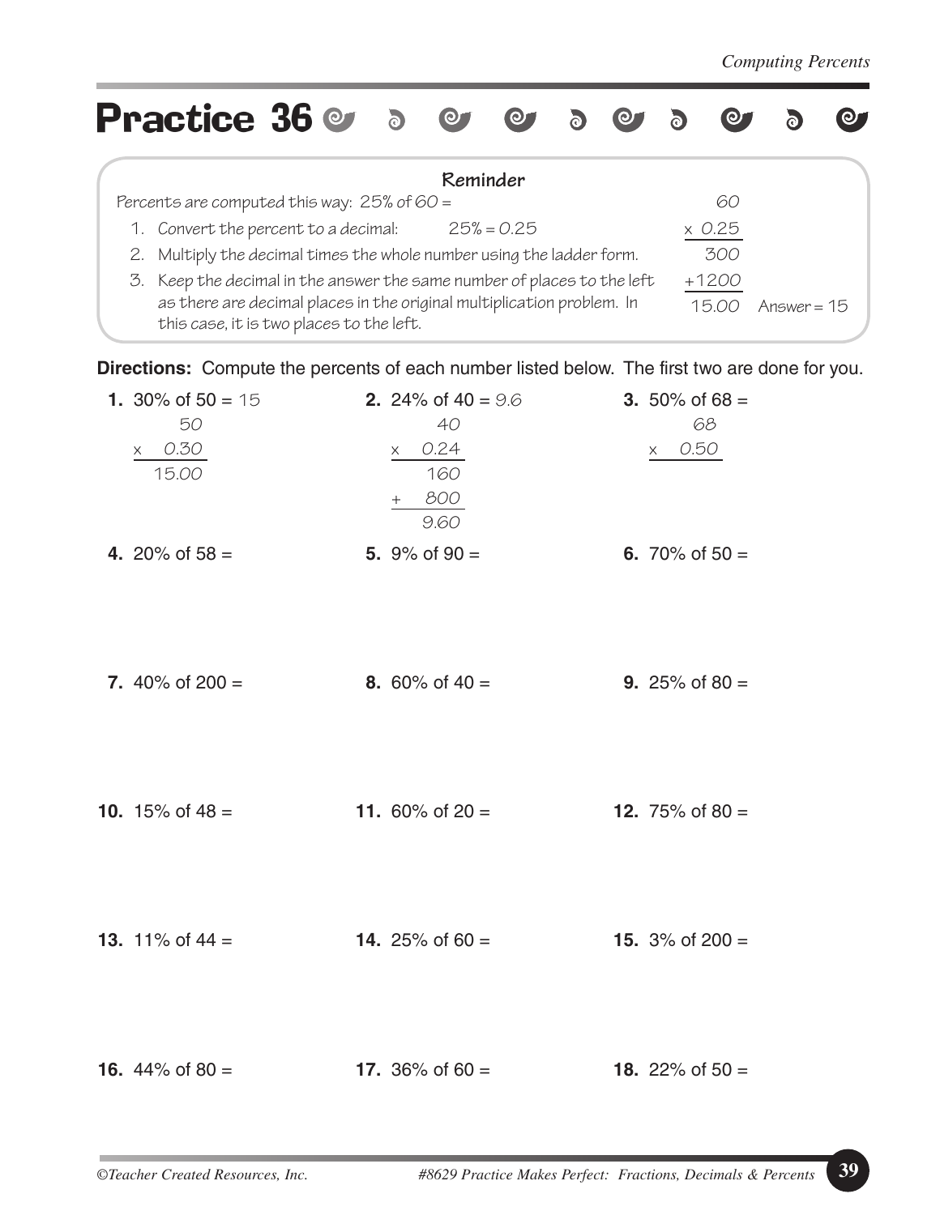# Practice 36

**Reminder**

Percents are computed this way: 25% of 60 =

1. Convert the percent to a decimal: 25% = 0.25
2. Multiply the decimal times the whole number using the ladder form.
3. Keep the decimal in the answer the same number of places to the left as there are decimal places in the original multiplication problem. In this case, it is two places to the left.

```
   60
x 0.25
  300
+1200
15.00   Answer = 15
```

**Directions:** Compute the percents of each number listed below. The first two are done for you.

**1.** 30% of 50 = 15

```
   50
x 0.30
15.00
```

**2.** 24% of 40 = 9.6

```
   40
x 0.24
  160
+ 800
 9.60
```

**3.** 50% of 68 =

```
   68
x 0.50
```

**4.** 20% of 58 =

**5.** 9% of 90 =

**6.** 70% of 50 =

**7.** 40% of 200 =

**8.** 60% of 40 =

**9.** 25% of 80 =

**10.** 15% of 48 =

**11.** 60% of 20 =

**12.** 75% of 80 =

**13.** 11% of 44 =

**14.** 25% of 60 =

**15.** 3% of 200 =

**16.** 44% of 80 =

**17.** 36% of 60 =

**18.** 22% of 50 =